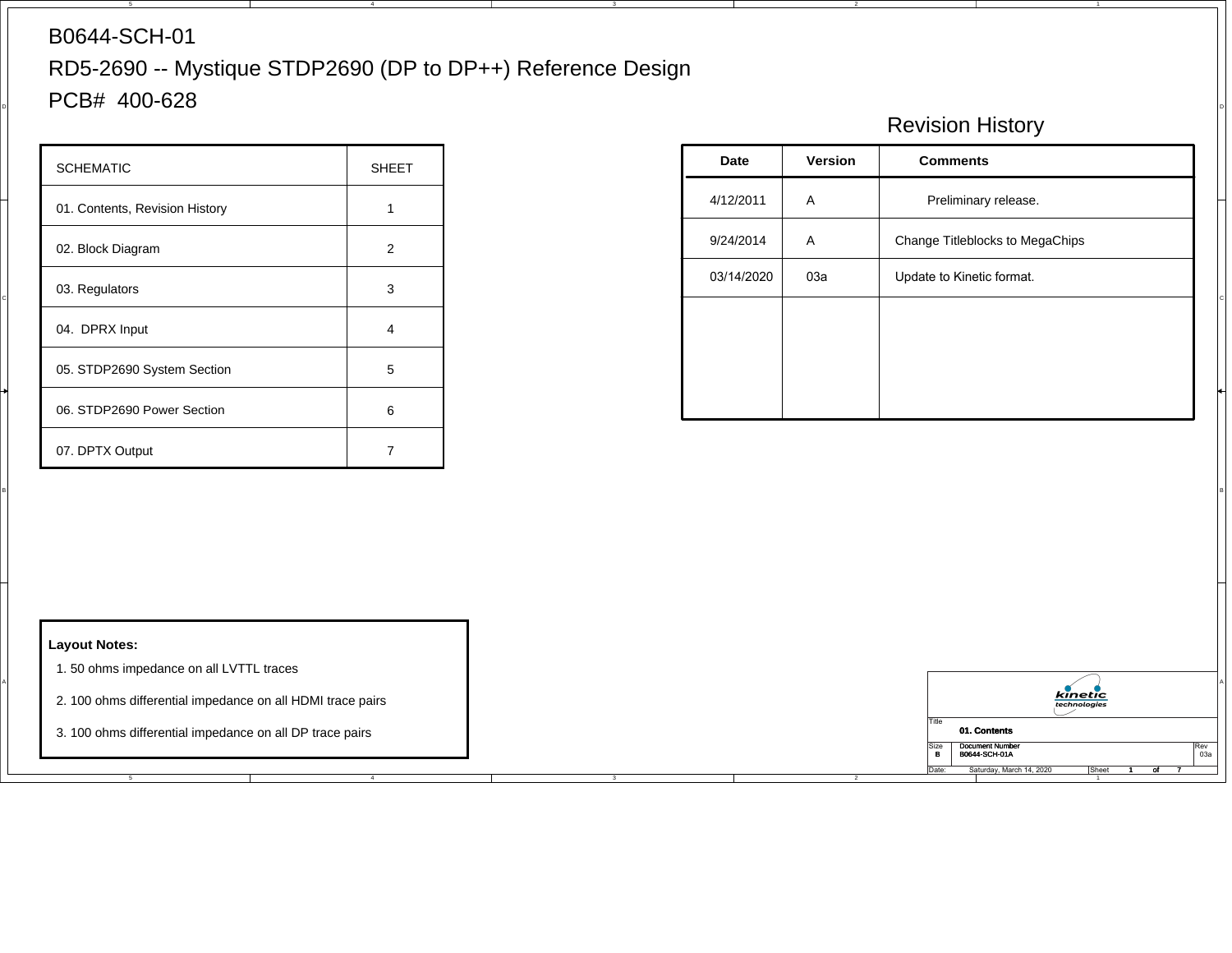# B0644-SCH-01

# RD5-2690 -- Mystique STDP2690 (DP to DP++) Reference Design

# PCB# 400-628

| SCHEMATIC | SHEET |
| --- | --- |
| 01. Contents, Revision History | 1 |
| 02. Block Diagram | 2 |
| 03. Regulators | 3 |
| 04. DPRX Input | 4 |
| 05. STDP2690 System Section | 5 |
| 06. STDP2690 Power Section | 6 |
| 07. DPTX Output | 7 |

## Revision History

| Date | Version | Comments |
| --- | --- | --- |
| 4/12/2011 | A | Preliminary release. |
| 9/24/2014 | A | Change Titleblocks to MegaChips |
| 03/14/2020 | 03a | Update to Kinetic format. |

**Layout Notes:**

1. 50 ohms impedance on all LVTTL traces
2. 100 ohms differential impedance on all HDMI trace pairs
3. 100 ohms differential impedance on all DP trace pairs

kinetic technologies

| Title | 01. Contents | |
| --- | --- | --- |
| Size B | Document Number B0644-SCH-01A | Rev 03a |
| Date: Saturday, March 14, 2020 | Sheet 1 of 7 | |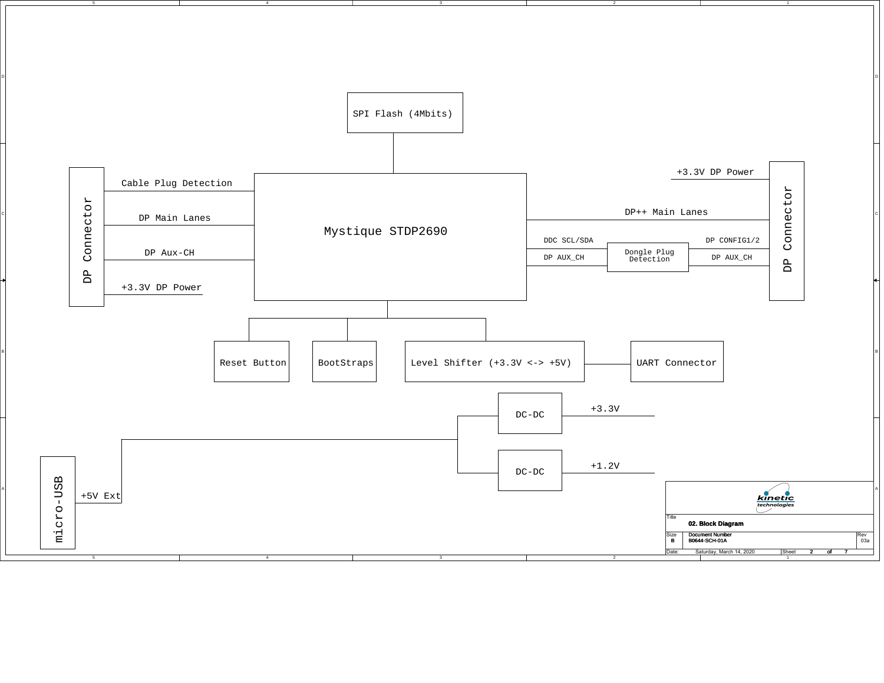SPI Flash (4Mbits)

DP Connector

Cable Plug Detection

DP Main Lanes

DP Aux-CH

+3.3V DP Power

Mystique STDP2690

+3.3V DP Power

DP++ Main Lanes

DDC SCL/SDA

DP AUX_CH

Dongle Plug Detection

DP CONFIG1/2

DP AUX_CH

DP Connector

Reset Button

BootStraps

Level Shifter (+3.3V <-> +5V)

UART Connector

DC-DC

+3.3V

DC-DC

+1.2V

micro-USB

+5V Ext

kinetic technologies

| Title | 02. Block Diagram | | |
|---|---|---|---|
| Size B | Document Number B0644-SCH-01A | | Rev 03a |
| Date: | Saturday, March 14, 2020 | Sheet 2 of 7 | |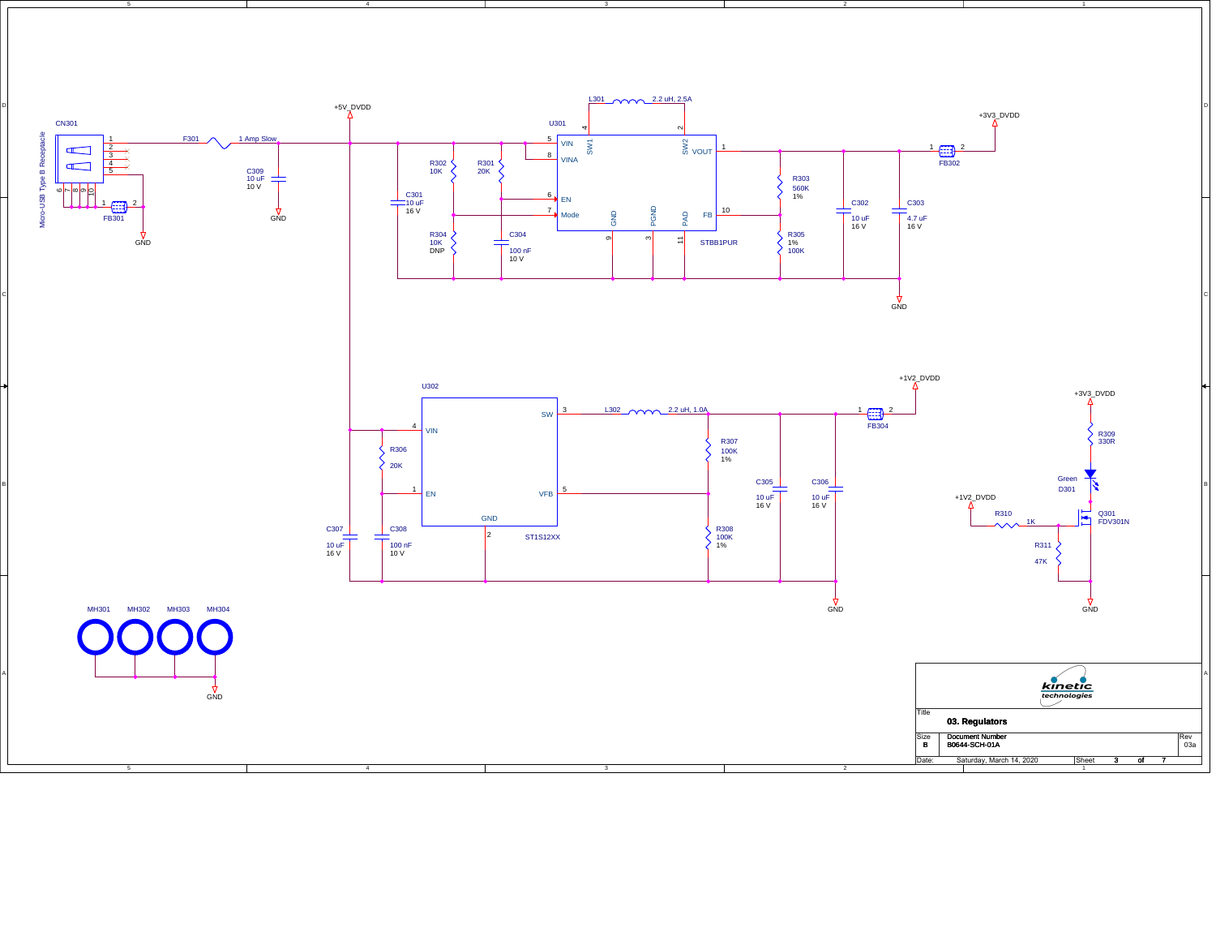# 03. Regulators

**CN301** — Micro-USB Type B Receptacle (pins 1, 2, 3, 4, 5, 6, 7, 8, 9, 10)

**F301** — 1 Amp Slow

**FB301**, **FB302**, **FB304**

**C309** — 10 uF, 10 V

**U301** — STBB1PUR (VIN 5, VINA 8, EN 6, Mode 7, SW1 4, SW2 2, VOUT 1, FB 10, GND 9, PGND 3, PAD 11)

**L301** — 2.2 uH, 2.5A

| Ref | Value |
| --- | --- |
| R301 | 20K |
| R302 | 10K |
| R303 | 560K, 1% |
| R304 | 10K, DNP |
| R305 | 1%, 100K |
| C301 | 10 uF, 16 V |
| C302 | 10 uF, 16 V |
| C303 | 4.7 uF, 16 V |
| C304 | 100 nF, 10 V |

**U302** — ST1S12XX (VIN 4, EN 1, SW 3, VFB 5, GND 2)

**L302** — 2.2 uH, 1.0A

| Ref | Value |
| --- | --- |
| R306 | 20K |
| R307 | 100K, 1% |
| R308 | 100K, 1% |
| C305 | 10 uF, 16 V |
| C306 | 10 uF, 16 V |
| C307 | 10 uF, 16 V |
| C308 | 100 nF, 10 V |
| R309 | 330R |
| R310 | 1K |
| R311 | 47K |
| D301 | Green |
| Q301 | FDV301N |

Power nets: +5V_DVDD, +3V3_DVDD, +1V2_DVDD, GND

MH301, MH302, MH303, MH304

kinetic technologies

| Title | 03. Regulators | |
| --- | --- | --- |
| Size B | Document Number B0644-SCH-01A | Rev 03a |
| Date: Saturday, March 14, 2020 | Sheet 3 of 7 | |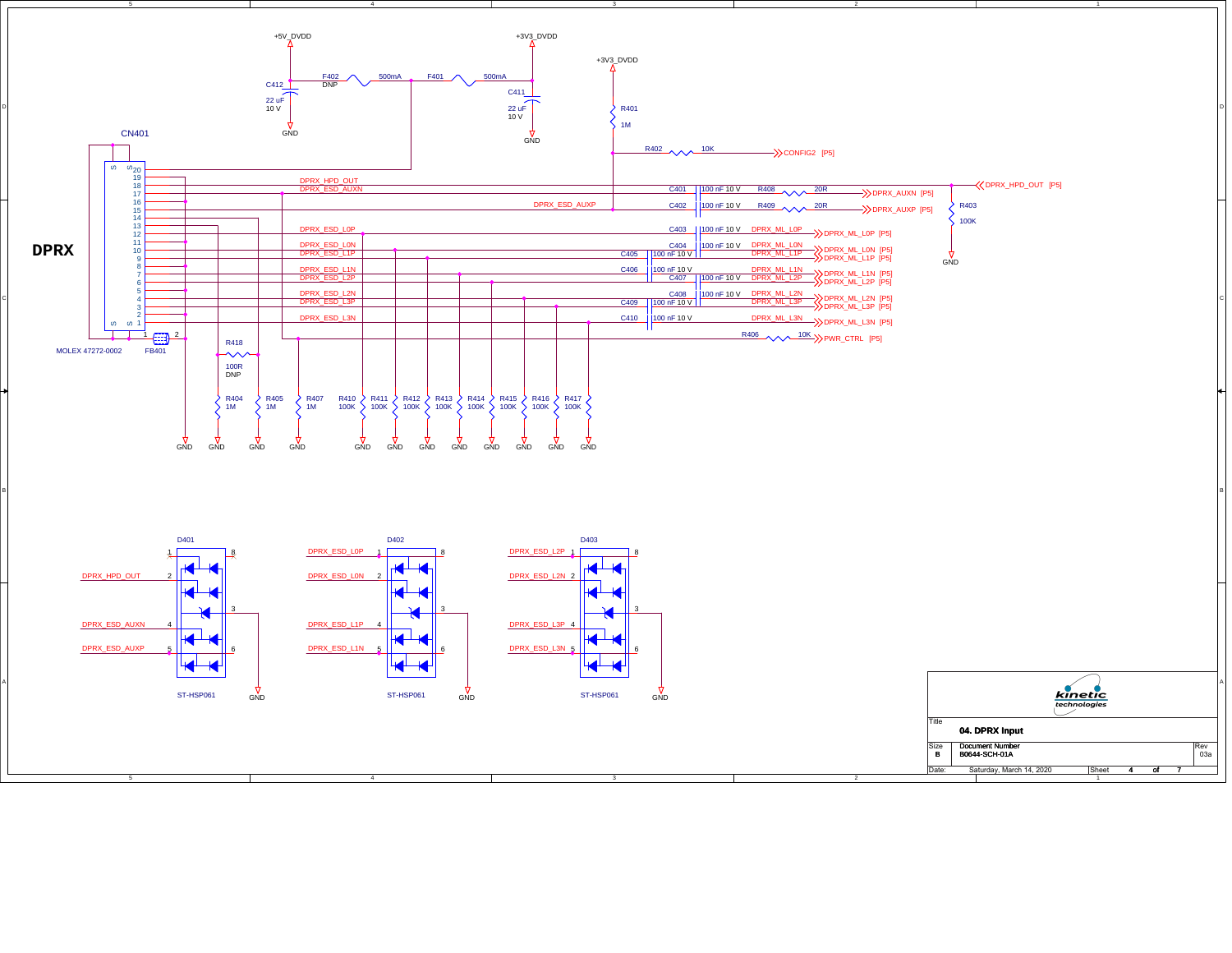# DPRX

**CN401** — MOLEX 47272-0002

**FB401**

## Power

- +5V_DVDD — C412 22 uF 10 V — GND
- F402 DNP 500mA
- F401 500mA
- +3V3_DVDD — C411 22 uF 10 V — GND

## Signals

| Net | Component | Value | Output |
|---|---|---|---|
| DPRX_HPD_OUT | R403 | 100K | DPRX_HPD_OUT [P5] |
| DPRX_ESD_AUXN | C401, R408 | 100 nF 10 V, 20R | DPRX_AUXN [P5] |
| DPRX_ESD_AUXP | C402, R409 | 100 nF 10 V, 20R | DPRX_AUXP [P5] |
| DPRX_ESD_L0P | C403 | 100 nF 10 V | DPRX_ML_L0P [P5] |
| DPRX_ESD_L0N | C404 | 100 nF 10 V | DPRX_ML_L0N [P5] |
| DPRX_ESD_L1P | C405 | 100 nF 10 V | DPRX_ML_L1P [P5] |
| DPRX_ESD_L1N | C406 | 100 nF 10 V | DPRX_ML_L1N [P5] |
| DPRX_ESD_L2P | C407 | 100 nF 10 V | DPRX_ML_L2P [P5] |
| DPRX_ESD_L2N | C408 | 100 nF 10 V | DPRX_ML_L2N [P5] |
| DPRX_ESD_L3P | C409 | 100 nF 10 V | DPRX_ML_L3P [P5] |
| DPRX_ESD_L3N | C410 | 100 nF 10 V | DPRX_ML_L3N [P5] |
| | R406 | 10K | PWR_CTRL [P5] |
| +3V3_DVDD | R401 1M, R402 10K | | CONFIG2 [P5] |

## Pull-down resistors

| Ref | Value |
|---|---|
| R418 | 100R DNP |
| R404 | 1M |
| R405 | 1M |
| R407 | 1M |
| R410 | 100K |
| R411 | 100K |
| R412 | 100K |
| R413 | 100K |
| R414 | 100K |
| R415 | 100K |
| R416 | 100K |
| R417 | 100K |

## ESD Protection (ST-HSP061)

| Pin | D401 | D402 | D403 |
|---|---|---|---|
| 1 | — | DPRX_ESD_L0P | DPRX_ESD_L2P |
| 2 | DPRX_HPD_OUT | DPRX_ESD_L0N | DPRX_ESD_L2N |
| 3 | GND | GND | GND |
| 4 | DPRX_ESD_AUXN | DPRX_ESD_L1P | DPRX_ESD_L3P |
| 5 | DPRX_ESD_AUXP | DPRX_ESD_L1N | DPRX_ESD_L3N |

kinetic technologies

Title: 04. DPRX Input

Size: B | Document Number: B0644-SCH-01A | Rev: 03a

Date: Saturday, March 14, 2020 | Sheet 4 of 7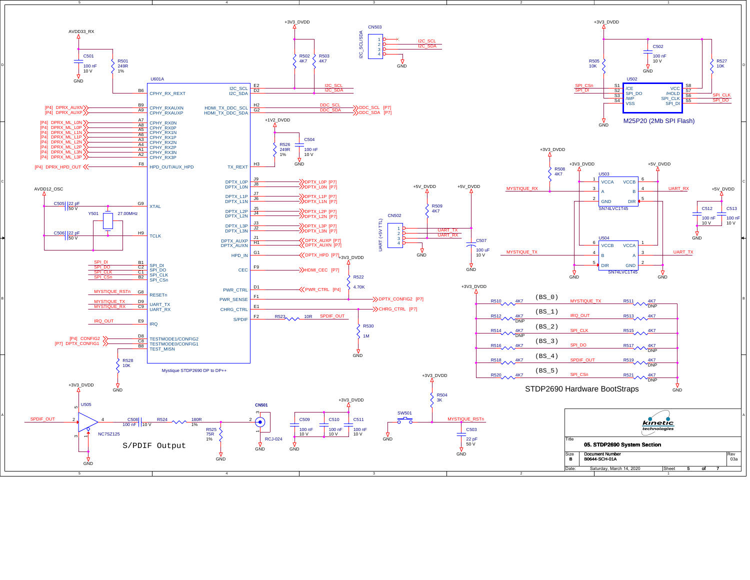## Mystique STDP2690 DP to DP++ (U601A)

### U601A pin assignments

| Pin | Signal | Net |
|---|---|---|
| B6 | CPHY_RX_REXT | R501 249R 1% to AVDD33_RX |
| B9 | CPHY_RXAUXN | [P4] DPRX_AUXN |
| A9 | CPHY_RXAUXP | [P4] DPRX_AUXP |
| A7 | CPHY_RX0N | [P4] DPRX_ML_L0N |
| A8 | CPHY_RX0P | [P4] DPRX_ML_L0P |
| A5 | CPHY_RX1N | [P4] DPRX_ML_L1N |
| A6 | CPHY_RX1P | [P4] DPRX_ML_L1P |
| A3 | CPHY_RX2N | [P4] DPRX_ML_L2N |
| A4 | CPHY_RX2P | [P4] DPRX_ML_L2P |
| A1 | CPHY_RX3N | [P4] DPRX_ML_L3N |
| A2 | CPHY_RX3P | [P4] DPRX_ML_L3P |
| F8 | HPD_OUT/AUX_HPD | [P4] DPRX_HPD_OUT |
| G9 | XTAL | Y501 27.00MHz, C505 22 pF 50 V |
| H9 | TCLK | Y501, C506 22 pF 50 V |
| B1 | SPI_DI | SPI_DI |
| C2 | SPI_DO | SPI_DO |
| C1 | SPI_CLK | SPI_CLK |
| B2 | SPI_CSn | SPI_CSn |
| G8 | RESETn | MYSTIQUE_RSTn |
| D9 | UART_TX | MYSTIQUE_TX |
| C9 | UART_RX | MYSTIQUE_RX |
| E9 | IRQ | IRQ_OUT |
| D8 | TESTMODE1/CONFIG2 | [P4] CONFIG2 |
| C8 | TESTMODE0/CONFIG1 | [P7] DPTX_CONFIG1 |
| B8 | TEST_MISN | R528 10K to GND |
| E2 | I2C_SCL | I2C_SCL (R502 4K7 to +3V3_DVDD) |
| D2 | I2C_SDA | I2C_SDA (R503 4K7 to +3V3_DVDD) |
| H2 | HDMI_TX_DDC_SCL | DDC_SCL [P7] |
| G2 | HDMI_TX_DDC_SDA | DDC_SDA [P7] |
| H3 | TX_REXT | R526 249R 1% to +1V2_DVDD, C504 100 nF 10 V |
| J9 | DPTX_L0P | DPTX_L0P [P7] |
| J8 | DPTX_L0N | DPTX_L0N [P7] |
| J7 | DPTX_L1P | DPTX_L1P [P7] |
| J6 | DPTX_L1N | DPTX_L1N [P7] |
| J5 | DPTX_L2P | DPTX_L2P [P7] |
| J4 | DPTX_L2N | DPTX_L2N [P7] |
| J3 | DPTX_L3P | DPTX_L3P [P7] |
| J2 | DPTX_L3N | DPTX_L3N [P7] |
| J1 | DPTX_AUXP | DPTX_AUXP [P7] |
| H1 | DPTX_AUXN | DPTX_AUXN [P7] |
| G1 | HPD_IN | DPTX_HPD [P7] |
| F9 | CEC | HDMI_CEC [P7] |
| D1 | PWR_CTRL | PWR_CTRL [P4] (R522 4.70K to +3V3_DVDD) |
| F1 | PWR_SENSE | DPTX_CONFIG2 [P7] |
| E1 | CHRG_CTRL | CHRG_CTRL [P7] (R530 1M to GND) |
| F2 | S/PDIF | R523 10R → SPDIF_OUT |

AVDD33_RX: C501 100 nF 10 V. AVDD12_OSC.

CN503 (I2C_SCL/SDA): 1 NC, 2 I2C_SCL, 3 I2C_SDA, 4 GND

## M25P20 (2Mb SPI Flash)

U502: S1 /CE – SPI_CSn; S2 SPI_DO – SPI_DI; S3 /WP (R505 10K to +3V3_DVDD); S4 VSS – GND; S8 VCC – +3V3_DVDD (C502 100 nF 10 V); S7 /HOLD (R527 10K); S6 SPI_CLK – SPI_CLK; S5 SPI_DI – SPI_DO

## UART

CN502 UART (+5V TTL): 1 +5V_DVDD, 2 UART_TX, 3 UART_RX (R509 4K7 to +5V_DVDD), 4 GND. C507 100 uF 10 V.

U503 SN74LVC1T45: 1 VCCA (+3V3_DVDD), 3 A – MYSTIQUE_RX (R508 4K7 to +3V3_DVDD), 2 GND, 6 VCCB (+5V_DVDD), 4 B – UART_RX, 5 DIR

U504 SN74LVC1T45: 6 VCCB, 4 B – MYSTIQUE_TX, 5 DIR, 1 VCCA, 3 A – UART_TX, 2 GND

C512 100 nF 10 V, C513 100 nF 10 V (+5V_DVDD)

## STDP2690 Hardware BootStraps

| Strap | Pull-up | Signal | Pull-down |
|---|---|---|---|
| (BS_0) | R510 4K7 | MYSTIQUE_TX | R511 4K7 DNP |
| (BS_1) | R512 4K7 DNP | IRQ_OUT | R513 4K7 |
| (BS_2) | R514 4K7 DNP | SPI_CLK | R515 4K7 |
| (BS_3) | R516 4K7 | SPI_DO | R517 4K7 DNP |
| (BS_4) | R518 4K7 | SPDIF_OUT | R519 4K7 DNP |
| (BS_5) | R520 4K7 | SPI_CSn | R521 4K7 DNP |

## S/PDIF Output

SPDIF_OUT → U505 NC7SZ125 (2 in, 4 out, 5 +3V3_DVDD, 3/1 GND) → C508 100 nF 10 V → R524 180R 1% → CN501 RCJ-024 (pin 2); R525 75R 1% to GND.

C509, C510, C511: 100 nF 10 V (+3V3_DVDD)

## Reset

SW501, R504 3K to +3V3_DVDD → MYSTIQUE_RSTn; C503 22 pF 50 V to GND.

---

kinetic technologies

Title: 05. STDP2690 System Section

Size: B | Document Number: B0644-SCH-01A | Rev: 03a

Date: Saturday, March 14, 2020 | Sheet 5 of 7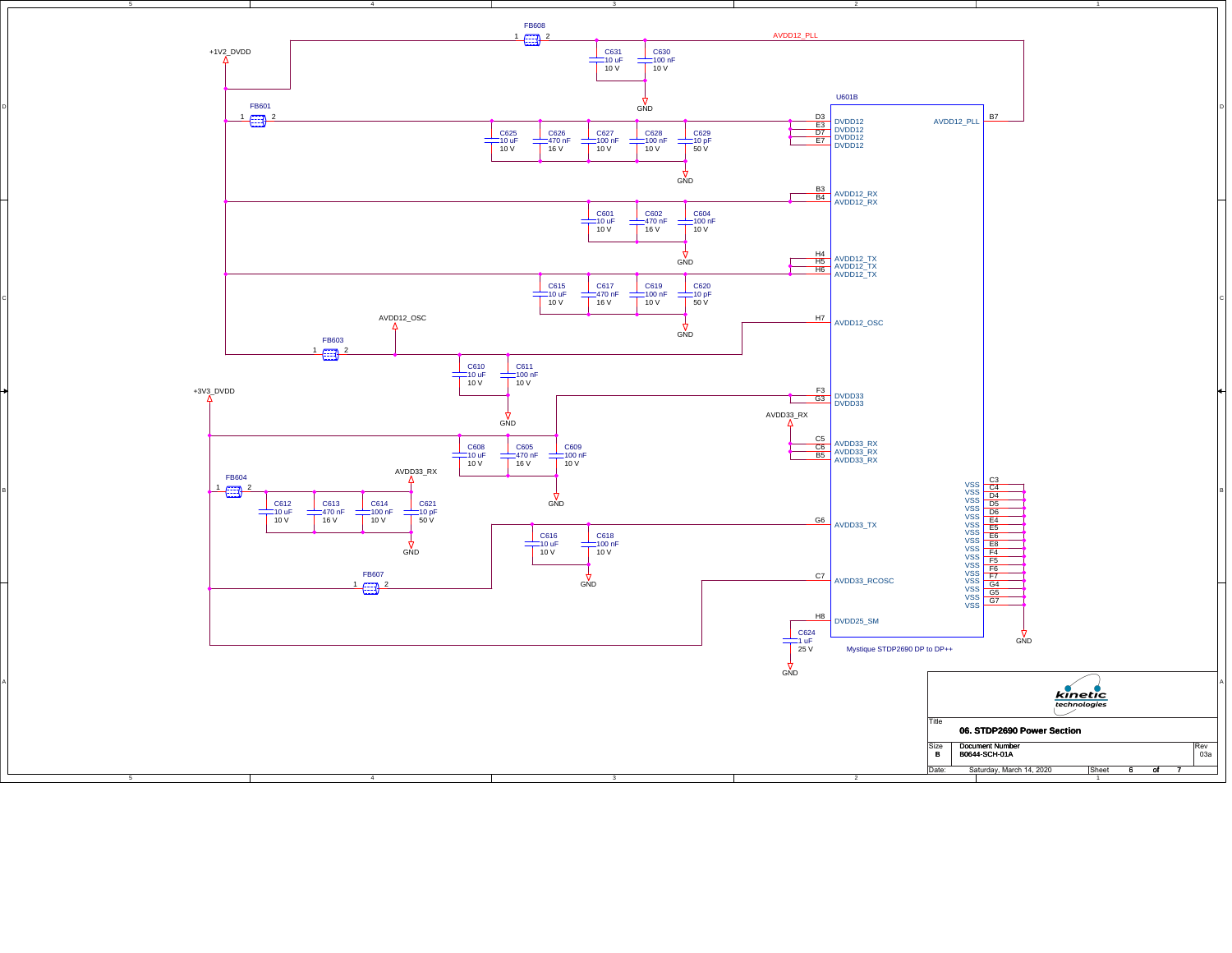FB608
1 2
AVDD12_PLL

C631 10 uF 10 V
C630 100 nF 10 V
GND

+1V2_DVDD

U601B

FB601
1 2

C625 10 uF 10 V
C626 470 nF 16 V
C627 100 nF 10 V
C628 100 nF 10 V
C629 10 pF 50 V
GND

D3 E3 D7 E7 DVDD12 DVDD12 DVDD12 DVDD12
AVDD12_PLL B7

B3 B4 AVDD12_RX AVDD12_RX

C601 10 uF 10 V
C602 470 nF 16 V
C604 100 nF 10 V
GND

H4 H5 H6 AVDD12_TX AVDD12_TX AVDD12_TX

C615 10 uF 10 V
C617 470 nF 16 V
C619 100 nF 10 V
C620 10 pF 50 V
GND

AVDD12_OSC
H7 AVDD12_OSC

FB603
1 2

C610 10 uF 10 V
C611 100 nF 10 V
GND

+3V3_DVDD

F3 G3 DVDD33 DVDD33

AVDD33_RX
C5 C6 B5 AVDD33_RX AVDD33_RX AVDD33_RX

C608 10 uF 10 V
C605 470 nF 16 V
C609 100 nF 10 V
GND

FB604
1 2
AVDD33_RX

C612 10 uF 10 V
C613 470 nF 16 V
C614 100 nF 10 V
C621 10 pF 50 V
GND

VSS C3, VSS C4, VSS D4, VSS D5, VSS D6, VSS E4, VSS E5, VSS E6, VSS E8, VSS F4, VSS F5, VSS F6, VSS F7, VSS G4, VSS G5, VSS G7
GND

G6 AVDD33_TX

C616 10 uF 10 V
C618 100 nF 10 V
GND

FB607
1 2

C7 AVDD33_RCOSC

H8 DVDD25_SM
C624 1 uF 25 V
GND

Mystique STDP2690 DP to DP++

kinetic technologies

| Title | 06. STDP2690 Power Section | |
|---|---|---|
| Size B | Document Number B0644-SCH-01A | Rev 03a |
| Date: | Saturday, March 14, 2020 | Sheet 6 of 7 |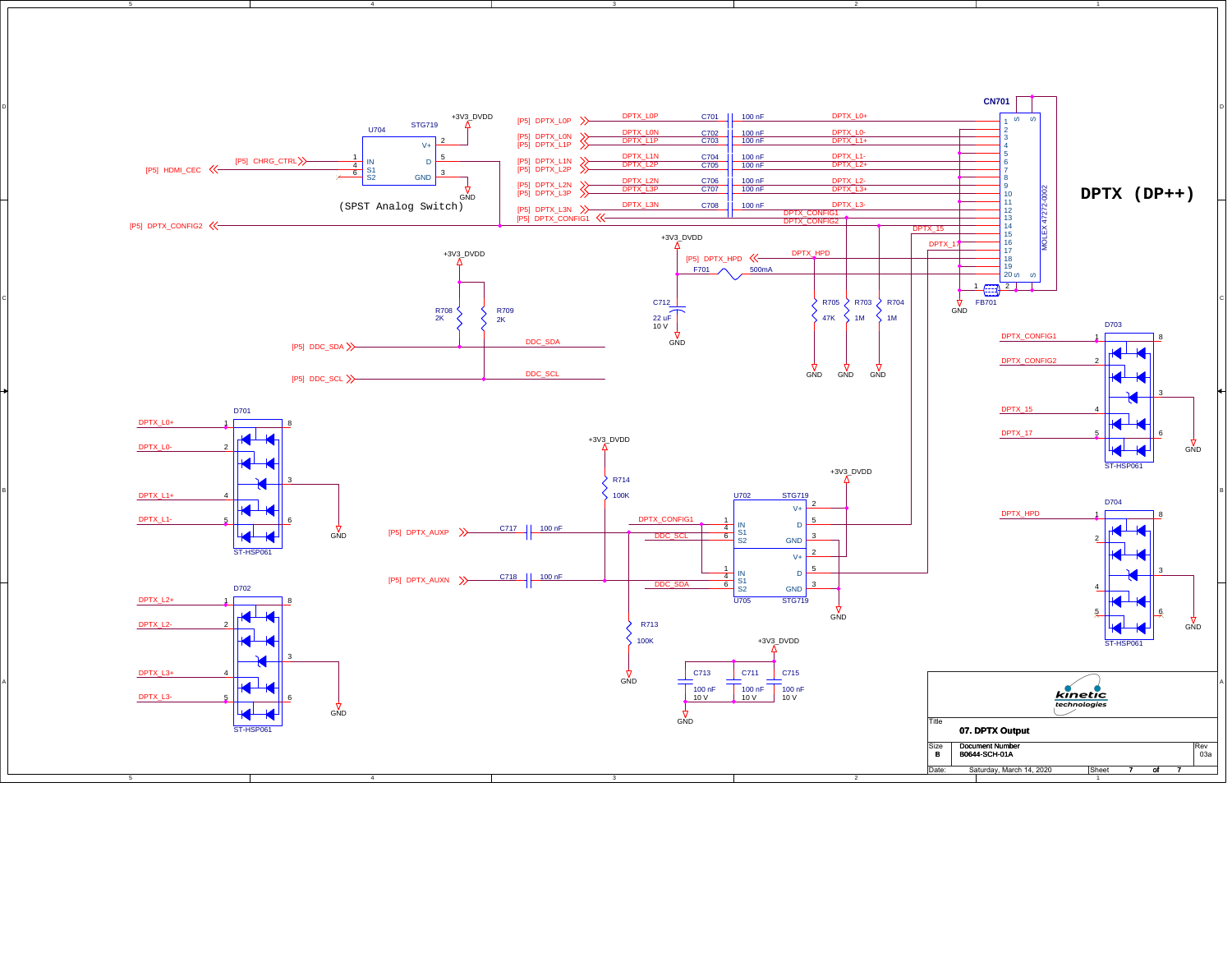# DPTX (DP++)

(SPST Analog Switch)

U704 STG719
- [P5] CHRG_CTRL → IN (1)
- [P5] HDMI_CEC ← S1 (4)
- S2 (6)
- V+ (2) — +3V3_DVDD
- D (5) — [P5] DPTX_CONFIG2
- GND (3) — GND

CN701 MOLEX 47272-0002

| Signal | Capacitor | Value | Connector signal |
|---|---|---|---|
| [P5] DPTX_L0P | C701 | 100 nF | DPTX_L0+ |
| [P5] DPTX_L0N | C702 | 100 nF | DPTX_L0- |
| [P5] DPTX_L1P | C703 | 100 nF | DPTX_L1+ |
| [P5] DPTX_L1N | C704 | 100 nF | DPTX_L1- |
| [P5] DPTX_L2P | C705 | 100 nF | DPTX_L2+ |
| [P5] DPTX_L2N | C706 | 100 nF | DPTX_L2- |
| [P5] DPTX_L3P | C707 | 100 nF | DPTX_L3+ |
| [P5] DPTX_L3N | C708 | 100 nF | DPTX_L3- |

- [P5] DPTX_CONFIG1 — DPTX_CONFIG1
- [P5] DPTX_CONFIG2 — DPTX_CONFIG2
- DPTX_15, DPTX_17
- [P5] DPTX_HPD — DPTX_HPD
- F701 500mA, +3V3_DVDD, C712 22 uF 10 V
- R705 47K, R703 1M, R704 1M — GND
- FB701, GND

+3V3_DVDD, R708 2K, R709 2K
- [P5] DDC_SDA — DDC_SDA
- [P5] DDC_SCL — DDC_SCL

D701 ST-HSP061: DPTX_L0+ (1), DPTX_L0- (2), DPTX_L1+ (4), DPTX_L1- (5), GND (3)

D702 ST-HSP061: DPTX_L2+ (1), DPTX_L2- (2), DPTX_L3+ (4), DPTX_L3- (5), GND (3)

D703 ST-HSP061: DPTX_CONFIG1 (1), DPTX_CONFIG2 (2), DPTX_15 (4), DPTX_17 (5), GND (3)

D704 ST-HSP061: DPTX_HPD (1), GND (3)

- [P5] DPTX_AUXP — C717 100 nF
- [P5] DPTX_AUXN — C718 100 nF
- R714 100K (+3V3_DVDD), R713 100K (GND)

U702 STG719: DPTX_CONFIG1 → IN (1), DDC_SCL → S2 (6), S1 (4), V+ (2) +3V3_DVDD, D (5) → DPTX_15, GND (3)

U705 STG719: IN (1), S1 (4), DDC_SDA → S2 (6), V+ (2), D (5) → DPTX_17, GND (3)

+3V3_DVDD: C713 100 nF 10 V, C711 100 nF 10 V, C715 100 nF 10 V — GND

kinetic technologies

| | |
|---|---|
| Title | 07. DPTX Output |
| Size | B |
| Document Number | B0644-SCH-01A |
| Rev | 03a |
| Date: | Saturday, March 14, 2020 |
| Sheet | 7 of 7 |